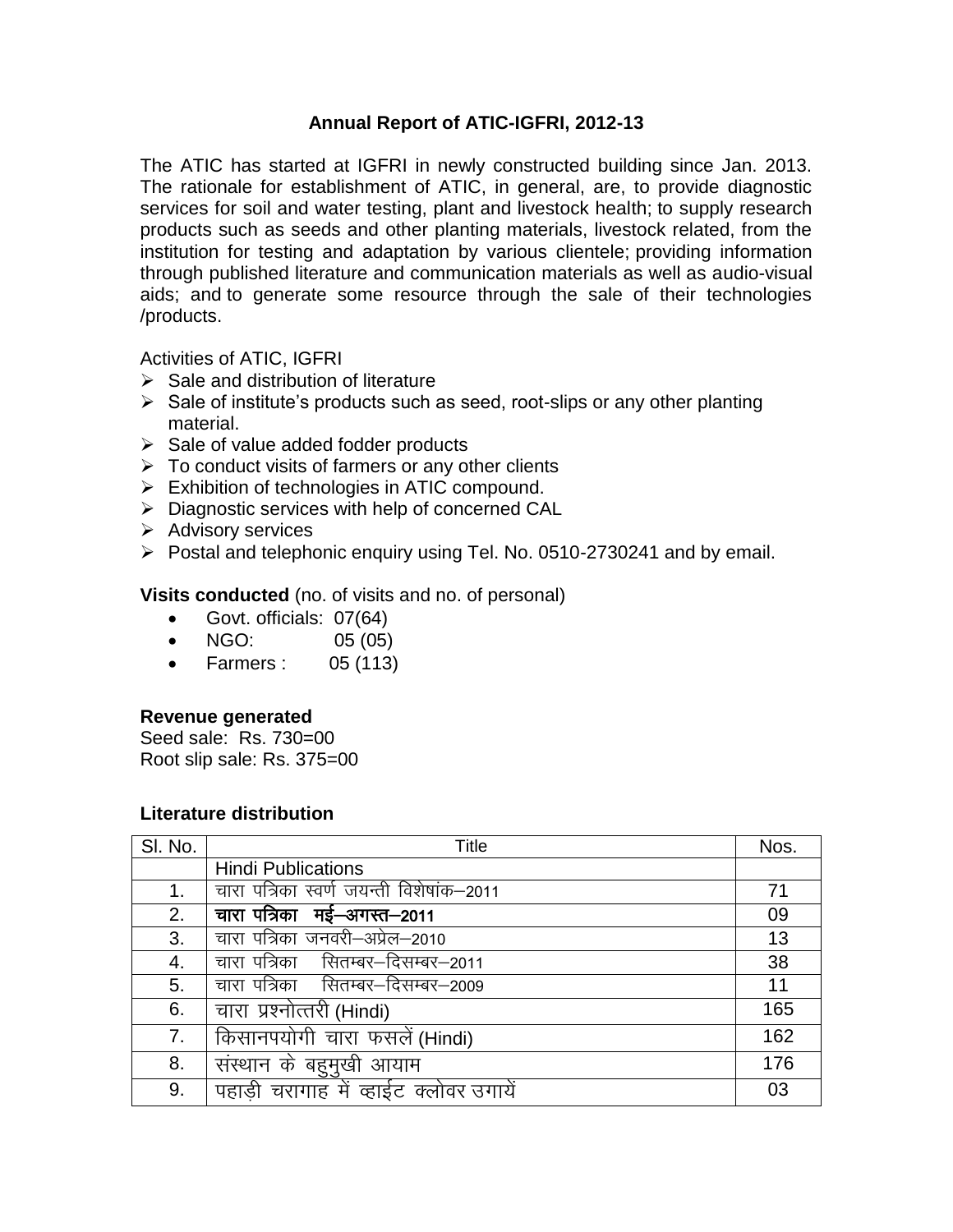## Annual Report of ATIC-IGFRI, 2012-13

The ATIC has started at IGFRI in newly constructed building since Jan. 2013. The rationale for establishment of ATIC, in general, are, to provide diagnostic services for soil and water testing, plant and livestock health; to supply research products such as seeds and other planting materials, livestock related, from the institution for testing and adaptation by various clientele; providing information through published literature and communication materials as well as audio-visual aids; and to generate some resource through the sale of their technologies /products.

Activities of ATIC, IGFRI

- Sale and distribution of literature
- Sale of institute's products such as seed, root-slips or any other planting material.
- Sale of value added fodder products
- To conduct visits of farmers or any other clients
- Exhibition of technologies in ATIC compound.
- Diagnostic services with help of concerned CAL
- Advisory services
- Postal and telephonic enquiry using Tel. No. 0510-2730241 and by email.

**Visits conducted** (no. of visits and no. of personal)

- Govt. officials: 07(64)
- NGO: 05 (05)
- Farmers : 05 (113)

**Revenue generated**
Seed sale: Rs. 730=00
Root slip sale: Rs. 375=00

**Literature distribution**

| Sl. No. | Title | Nos. |
|---|---|---|
| | Hindi Publications | |
| 1. | चारा पत्रिका स्वर्ण जयन्ती विशेषांक–2011 | 71 |
| 2. | **चारा पत्रिका मई–अगस्त–2011** | 09 |
| 3. | चारा पत्रिका जनवरी–अप्रेल–2010 | 13 |
| 4. | चारा पत्रिका सितम्बर–दिसम्बर–2011 | 38 |
| 5. | चारा पत्रिका सितम्बर–दिसम्बर–2009 | 11 |
| 6. | चारा प्रश्नोत्तरी (Hindi) | 165 |
| 7. | किसानपयोगी चारा फसलें (Hindi) | 162 |
| 8. | संस्थान के बहुमुखी आयाम | 176 |
| 9. | पहाड़ी चरागाह में व्हाईट क्लोवर उगायें | 03 |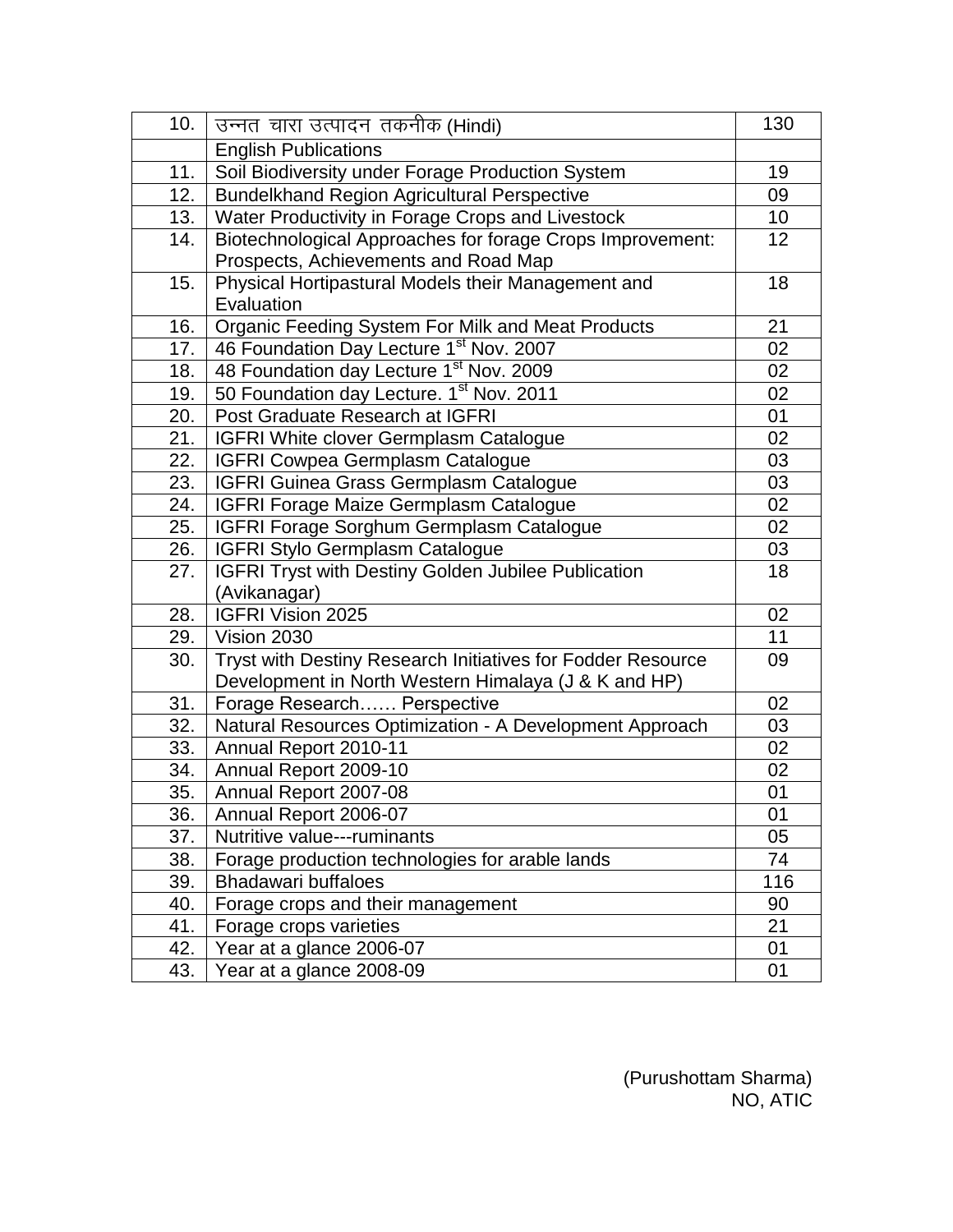| | | |
|---|---|---|
| 10. | उन्नत चारा उत्पादन तकनीक (Hindi) | 130 |
| | English Publications | |
| 11. | Soil Biodiversity under Forage Production System | 19 |
| 12. | Bundelkhand Region Agricultural Perspective | 09 |
| 13. | Water Productivity in Forage Crops and Livestock | 10 |
| 14. | Biotechnological Approaches for forage Crops Improvement: Prospects, Achievements and Road Map | 12 |
| 15. | Physical Hortipastural Models their Management and Evaluation | 18 |
| 16. | Organic Feeding System For Milk and Meat Products | 21 |
| 17. | 46 Foundation Day Lecture 1st Nov. 2007 | 02 |
| 18. | 48 Foundation day Lecture 1st Nov. 2009 | 02 |
| 19. | 50 Foundation day Lecture. 1st Nov. 2011 | 02 |
| 20. | Post Graduate Research at IGFRI | 01 |
| 21. | IGFRI White clover Germplasm Catalogue | 02 |
| 22. | IGFRI Cowpea Germplasm Catalogue | 03 |
| 23. | IGFRI Guinea Grass Germplasm Catalogue | 03 |
| 24. | IGFRI Forage Maize Germplasm Catalogue | 02 |
| 25. | IGFRI Forage Sorghum Germplasm Catalogue | 02 |
| 26. | IGFRI Stylo Germplasm Catalogue | 03 |
| 27. | IGFRI Tryst with Destiny Golden Jubilee Publication (Avikanagar) | 18 |
| 28. | IGFRI Vision 2025 | 02 |
| 29. | Vision 2030 | 11 |
| 30. | Tryst with Destiny Research Initiatives for Fodder Resource Development in North Western Himalaya (J & K and HP) | 09 |
| 31. | Forage Research…… Perspective | 02 |
| 32. | Natural Resources Optimization - A Development Approach | 03 |
| 33. | Annual Report 2010-11 | 02 |
| 34. | Annual Report 2009-10 | 02 |
| 35. | Annual Report 2007-08 | 01 |
| 36. | Annual Report 2006-07 | 01 |
| 37. | Nutritive value---ruminants | 05 |
| 38. | Forage production technologies for arable lands | 74 |
| 39. | Bhadawari buffaloes | 116 |
| 40. | Forage crops and their management | 90 |
| 41. | Forage crops varieties | 21 |
| 42. | Year at a glance 2006-07 | 01 |
| 43. | Year at a glance 2008-09 | 01 |

(Purushottam Sharma)
NO, ATIC